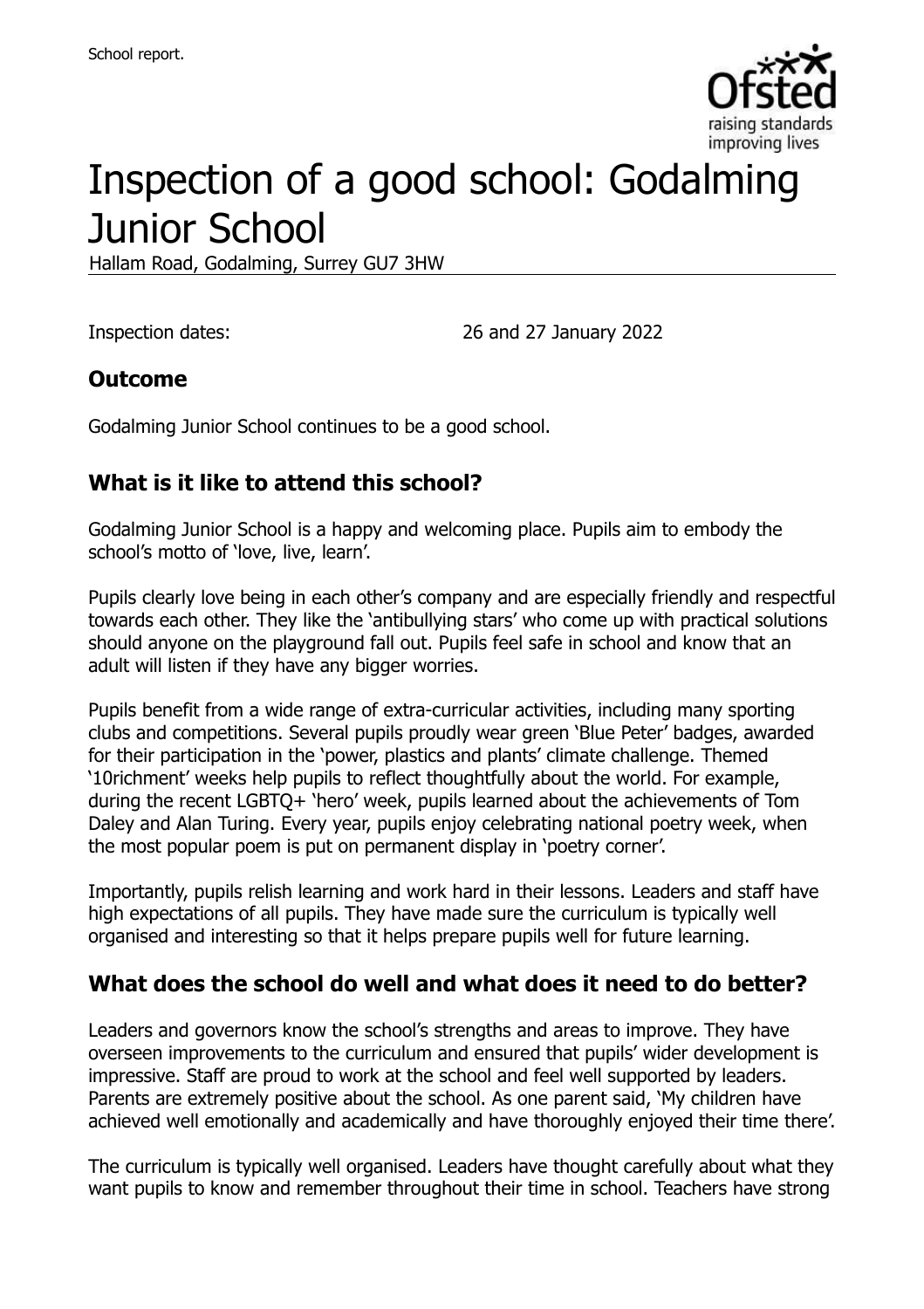School report.

# Inspection of a good school: Godalming Junior School

Hallam Road, Godalming, Surrey GU7 3HW

Inspection dates: 26 and 27 January 2022

## Outcome

Godalming Junior School continues to be a good school.

## What is it like to attend this school?

Godalming Junior School is a happy and welcoming place. Pupils aim to embody the school's motto of 'love, live, learn'.

Pupils clearly love being in each other's company and are especially friendly and respectful towards each other. They like the 'antibullying stars' who come up with practical solutions should anyone on the playground fall out. Pupils feel safe in school and know that an adult will listen if they have any bigger worries.

Pupils benefit from a wide range of extra-curricular activities, including many sporting clubs and competitions. Several pupils proudly wear green 'Blue Peter' badges, awarded for their participation in the 'power, plastics and plants' climate challenge. Themed '10richment' weeks help pupils to reflect thoughtfully about the world. For example, during the recent LGBTQ+ 'hero' week, pupils learned about the achievements of Tom Daley and Alan Turing. Every year, pupils enjoy celebrating national poetry week, when the most popular poem is put on permanent display in 'poetry corner'.

Importantly, pupils relish learning and work hard in their lessons. Leaders and staff have high expectations of all pupils. They have made sure the curriculum is typically well organised and interesting so that it helps prepare pupils well for future learning.

## What does the school do well and what does it need to do better?

Leaders and governors know the school's strengths and areas to improve. They have overseen improvements to the curriculum and ensured that pupils' wider development is impressive. Staff are proud to work at the school and feel well supported by leaders. Parents are extremely positive about the school. As one parent said, 'My children have achieved well emotionally and academically and have thoroughly enjoyed their time there'.

The curriculum is typically well organised. Leaders have thought carefully about what they want pupils to know and remember throughout their time in school. Teachers have strong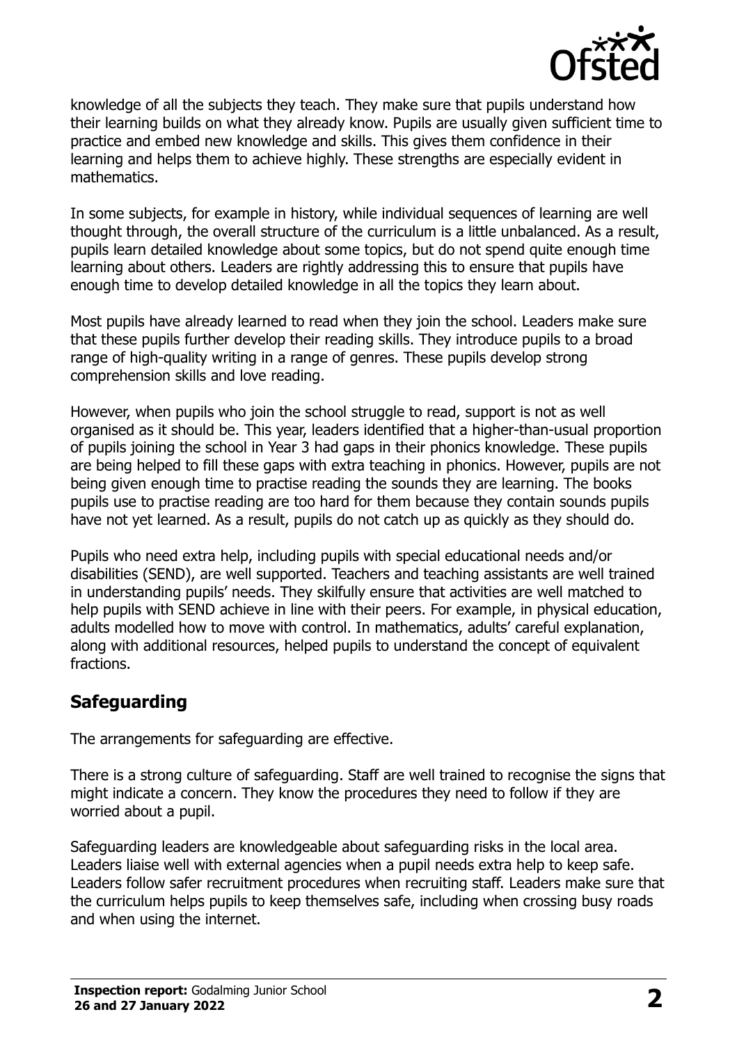knowledge of all the subjects they teach. They make sure that pupils understand how their learning builds on what they already know. Pupils are usually given sufficient time to practice and embed new knowledge and skills. This gives them confidence in their learning and helps them to achieve highly. These strengths are especially evident in mathematics.

In some subjects, for example in history, while individual sequences of learning are well thought through, the overall structure of the curriculum is a little unbalanced. As a result, pupils learn detailed knowledge about some topics, but do not spend quite enough time learning about others. Leaders are rightly addressing this to ensure that pupils have enough time to develop detailed knowledge in all the topics they learn about.

Most pupils have already learned to read when they join the school. Leaders make sure that these pupils further develop their reading skills. They introduce pupils to a broad range of high-quality writing in a range of genres. These pupils develop strong comprehension skills and love reading.

However, when pupils who join the school struggle to read, support is not as well organised as it should be. This year, leaders identified that a higher-than-usual proportion of pupils joining the school in Year 3 had gaps in their phonics knowledge. These pupils are being helped to fill these gaps with extra teaching in phonics. However, pupils are not being given enough time to practise reading the sounds they are learning. The books pupils use to practise reading are too hard for them because they contain sounds pupils have not yet learned. As a result, pupils do not catch up as quickly as they should do.

Pupils who need extra help, including pupils with special educational needs and/or disabilities (SEND), are well supported. Teachers and teaching assistants are well trained in understanding pupils' needs. They skilfully ensure that activities are well matched to help pupils with SEND achieve in line with their peers. For example, in physical education, adults modelled how to move with control. In mathematics, adults' careful explanation, along with additional resources, helped pupils to understand the concept of equivalent fractions.

## Safeguarding

The arrangements for safeguarding are effective.

There is a strong culture of safeguarding. Staff are well trained to recognise the signs that might indicate a concern. They know the procedures they need to follow if they are worried about a pupil.

Safeguarding leaders are knowledgeable about safeguarding risks in the local area. Leaders liaise well with external agencies when a pupil needs extra help to keep safe. Leaders follow safer recruitment procedures when recruiting staff. Leaders make sure that the curriculum helps pupils to keep themselves safe, including when crossing busy roads and when using the internet.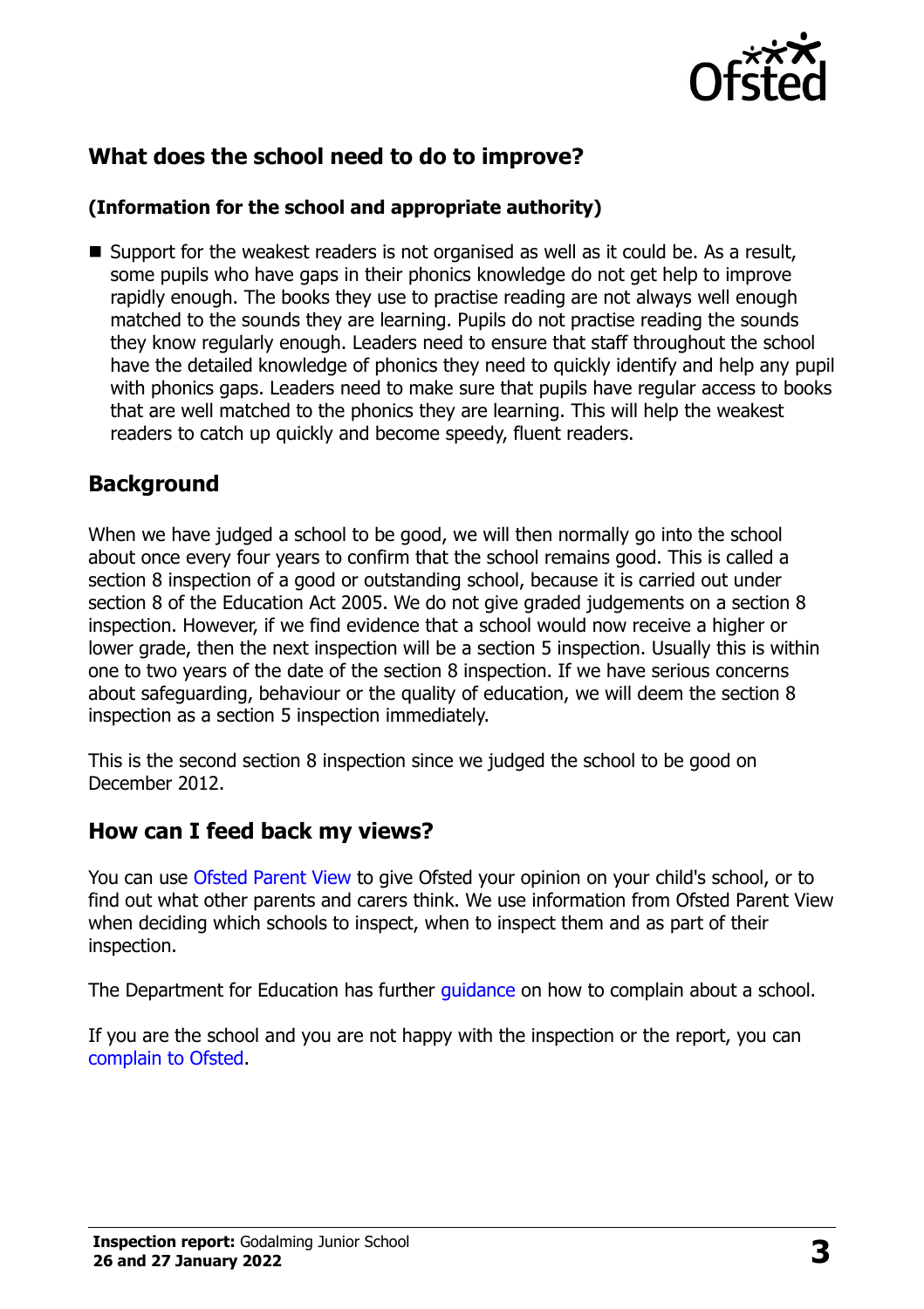## What does the school need to do to improve?

**(Information for the school and appropriate authority)**

- Support for the weakest readers is not organised as well as it could be. As a result, some pupils who have gaps in their phonics knowledge do not get help to improve rapidly enough. The books they use to practise reading are not always well enough matched to the sounds they are learning. Pupils do not practise reading the sounds they know regularly enough. Leaders need to ensure that staff throughout the school have the detailed knowledge of phonics they need to quickly identify and help any pupil with phonics gaps. Leaders need to make sure that pupils have regular access to books that are well matched to the phonics they are learning. This will help the weakest readers to catch up quickly and become speedy, fluent readers.

## Background

When we have judged a school to be good, we will then normally go into the school about once every four years to confirm that the school remains good. This is called a section 8 inspection of a good or outstanding school, because it is carried out under section 8 of the Education Act 2005. We do not give graded judgements on a section 8 inspection. However, if we find evidence that a school would now receive a higher or lower grade, then the next inspection will be a section 5 inspection. Usually this is within one to two years of the date of the section 8 inspection. If we have serious concerns about safeguarding, behaviour or the quality of education, we will deem the section 8 inspection as a section 5 inspection immediately.

This is the second section 8 inspection since we judged the school to be good on December 2012.

## How can I feed back my views?

You can use Ofsted Parent View to give Ofsted your opinion on your child's school, or to find out what other parents and carers think. We use information from Ofsted Parent View when deciding which schools to inspect, when to inspect them and as part of their inspection.

The Department for Education has further guidance on how to complain about a school.

If you are the school and you are not happy with the inspection or the report, you can complain to Ofsted.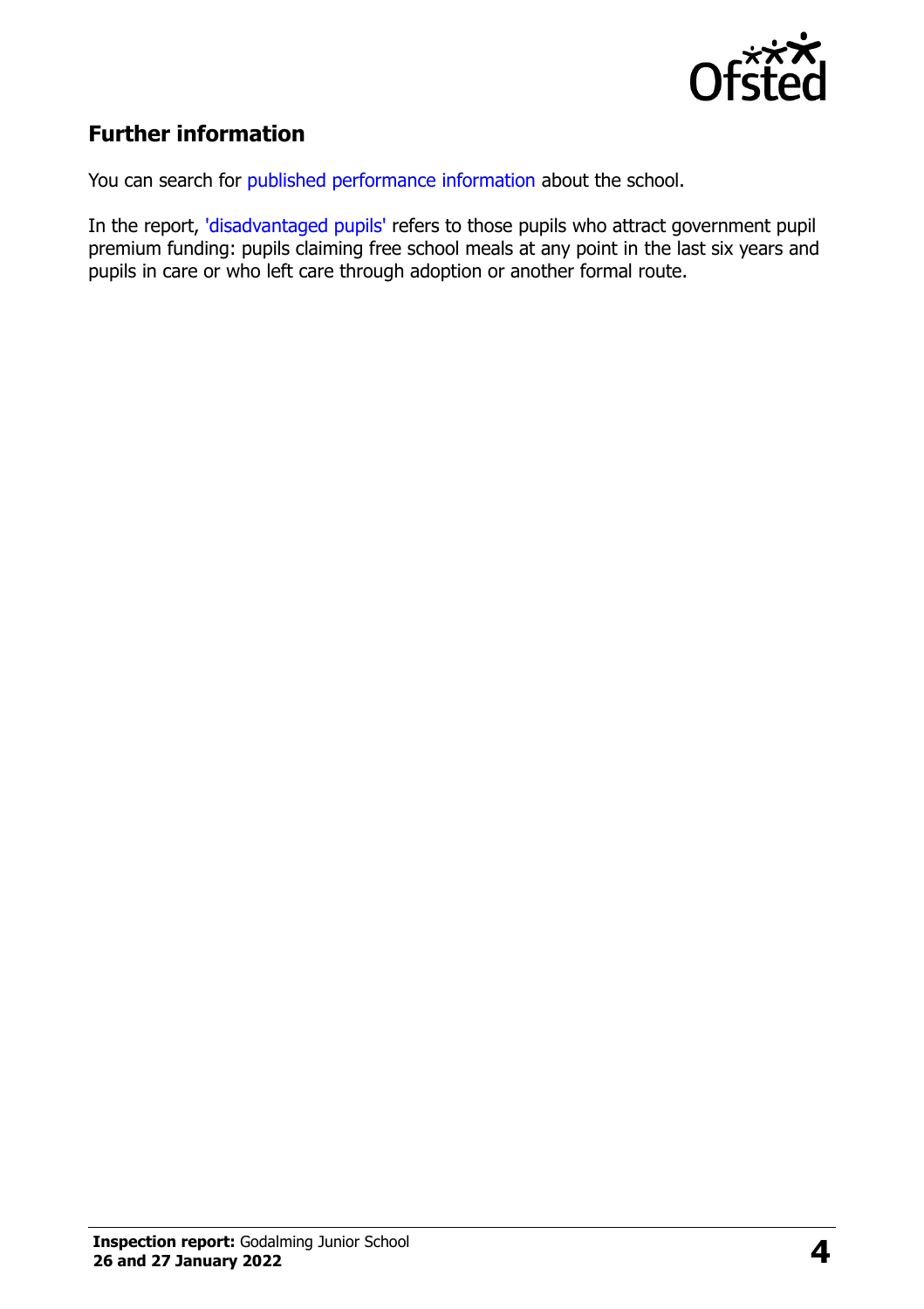## Further information

You can search for published performance information about the school.

In the report, 'disadvantaged pupils' refers to those pupils who attract government pupil premium funding: pupils claiming free school meals at any point in the last six years and pupils in care or who left care through adoption or another formal route.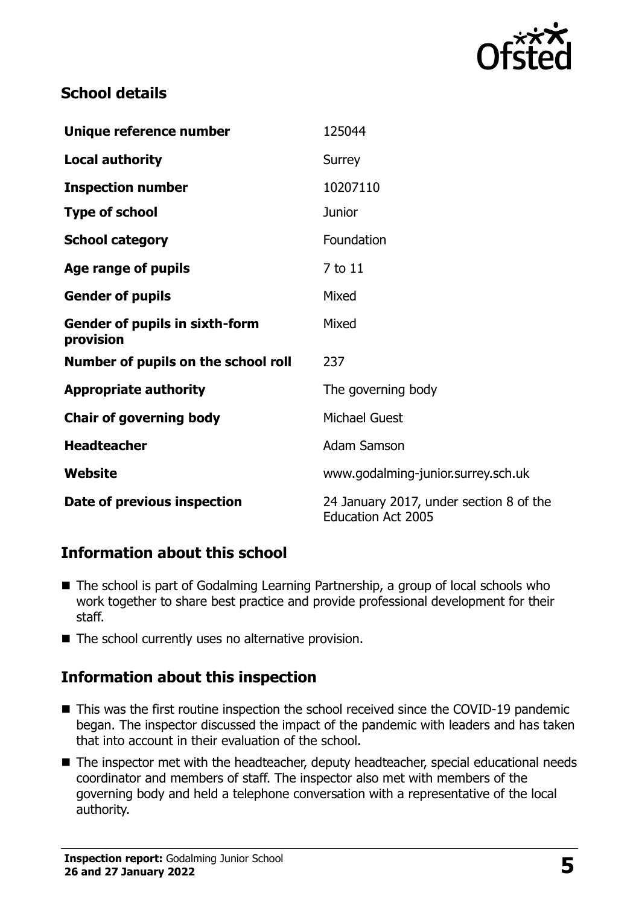## School details

| | |
|---|---|
| **Unique reference number** | 125044 |
| **Local authority** | Surrey |
| **Inspection number** | 10207110 |
| **Type of school** | Junior |
| **School category** | Foundation |
| **Age range of pupils** | 7 to 11 |
| **Gender of pupils** | Mixed |
| **Gender of pupils in sixth-form provision** | Mixed |
| **Number of pupils on the school roll** | 237 |
| **Appropriate authority** | The governing body |
| **Chair of governing body** | Michael Guest |
| **Headteacher** | Adam Samson |
| **Website** | www.godalming-junior.surrey.sch.uk |
| **Date of previous inspection** | 24 January 2017, under section 8 of the Education Act 2005 |

## Information about this school

- The school is part of Godalming Learning Partnership, a group of local schools who work together to share best practice and provide professional development for their staff.
- The school currently uses no alternative provision.

## Information about this inspection

- This was the first routine inspection the school received since the COVID-19 pandemic began. The inspector discussed the impact of the pandemic with leaders and has taken that into account in their evaluation of the school.
- The inspector met with the headteacher, deputy headteacher, special educational needs coordinator and members of staff. The inspector also met with members of the governing body and held a telephone conversation with a representative of the local authority.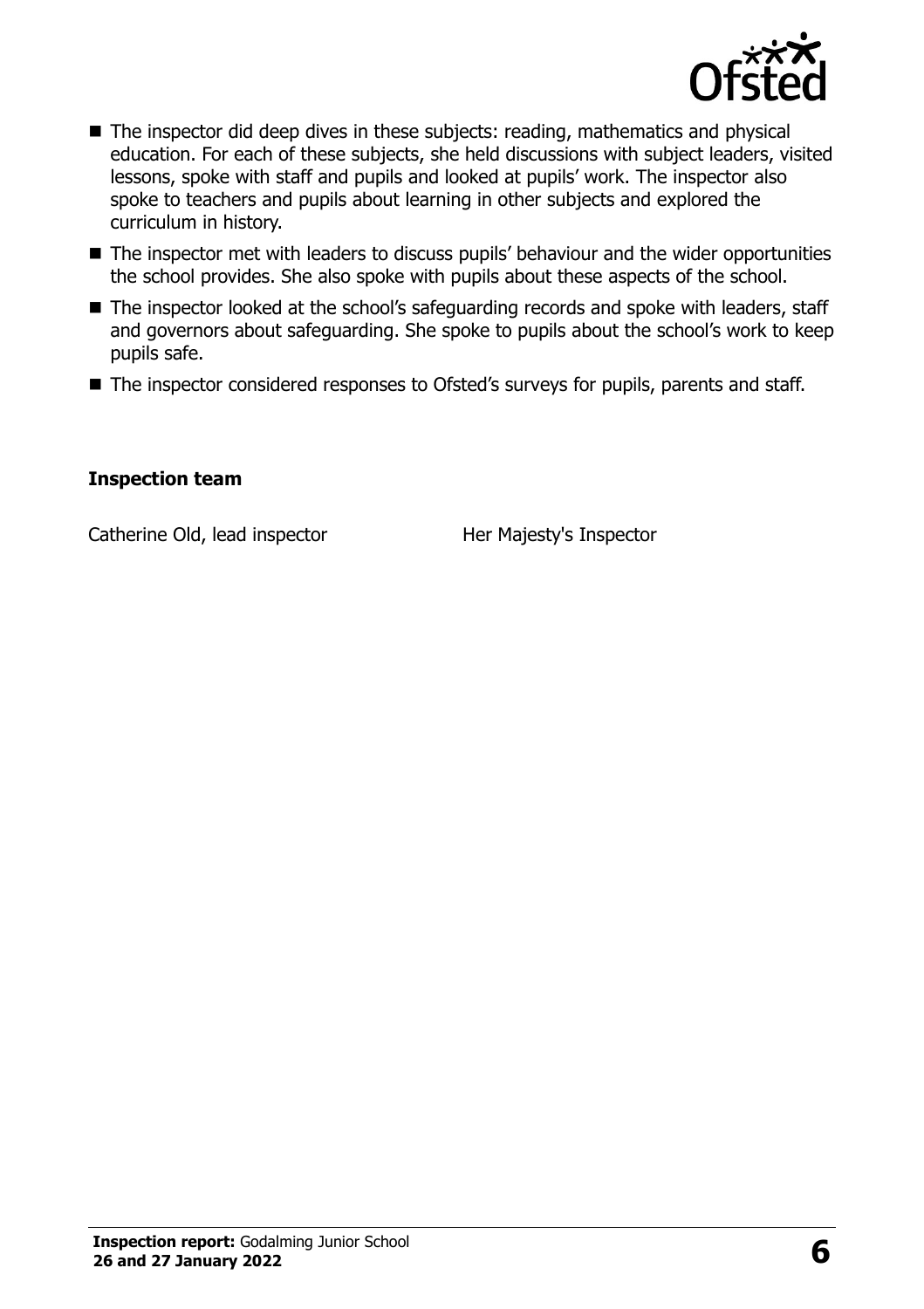- The inspector did deep dives in these subjects: reading, mathematics and physical education. For each of these subjects, she held discussions with subject leaders, visited lessons, spoke with staff and pupils and looked at pupils' work. The inspector also spoke to teachers and pupils about learning in other subjects and explored the curriculum in history.
- The inspector met with leaders to discuss pupils' behaviour and the wider opportunities the school provides. She also spoke with pupils about these aspects of the school.
- The inspector looked at the school's safeguarding records and spoke with leaders, staff and governors about safeguarding. She spoke to pupils about the school's work to keep pupils safe.
- The inspector considered responses to Ofsted's surveys for pupils, parents and staff.

### Inspection team

| | |
|---|---|
| Catherine Old, lead inspector | Her Majesty's Inspector |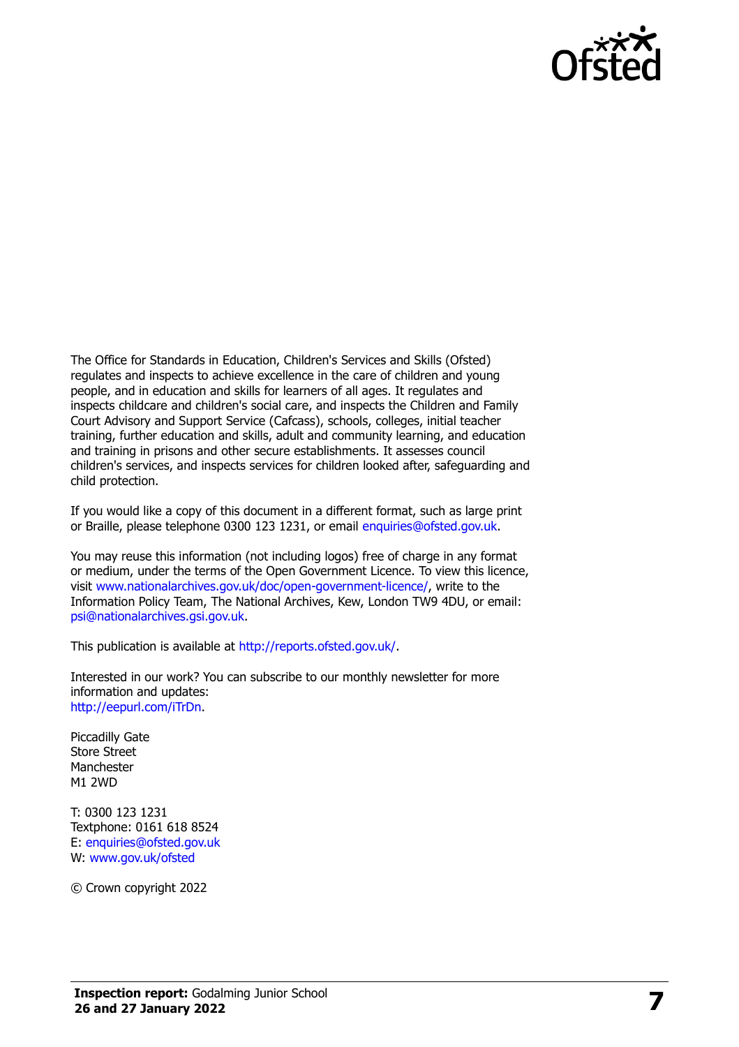The Office for Standards in Education, Children's Services and Skills (Ofsted) regulates and inspects to achieve excellence in the care of children and young people, and in education and skills for learners of all ages. It regulates and inspects childcare and children's social care, and inspects the Children and Family Court Advisory and Support Service (Cafcass), schools, colleges, initial teacher training, further education and skills, adult and community learning, and education and training in prisons and other secure establishments. It assesses council children's services, and inspects services for children looked after, safeguarding and child protection.

If you would like a copy of this document in a different format, such as large print or Braille, please telephone 0300 123 1231, or email enquiries@ofsted.gov.uk.

You may reuse this information (not including logos) free of charge in any format or medium, under the terms of the Open Government Licence. To view this licence, visit www.nationalarchives.gov.uk/doc/open-government-licence/, write to the Information Policy Team, The National Archives, Kew, London TW9 4DU, or email: psi@nationalarchives.gsi.gov.uk.

This publication is available at http://reports.ofsted.gov.uk/.

Interested in our work? You can subscribe to our monthly newsletter for more information and updates:
http://eepurl.com/iTrDn.

Piccadilly Gate
Store Street
Manchester
M1 2WD

T: 0300 123 1231
Textphone: 0161 618 8524
E: enquiries@ofsted.gov.uk
W: www.gov.uk/ofsted

© Crown copyright 2022